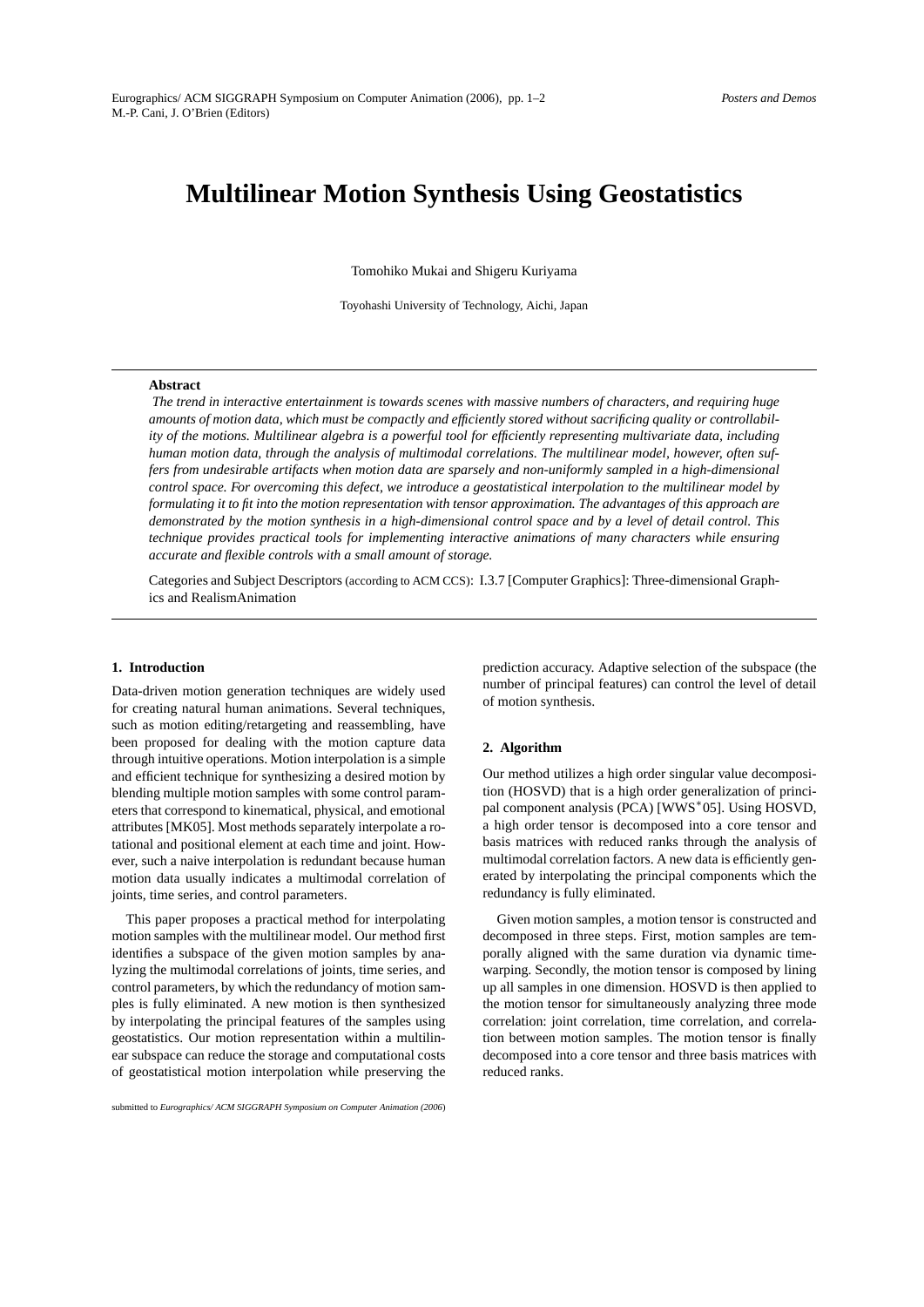# Multilinear Motion Synthesis Using Geostatistics

Tomohiko Mukai and Shigeru Kuriyama

Toyohashi University of Technology, Aichi, Japan

**Abstract**

*The trend in interactive entertainment is towards scenes with massive numbers of characters, and requiring huge amounts of motion data, which must be compactly and efficiently stored without sacrificing quality or controllability of the motions. Multilinear algebra is a powerful tool for efficiently representing multivariate data, including human motion data, through the analysis of multimodal correlations. The multilinear model, however, often suffers from undesirable artifacts when motion data are sparsely and non-uniformly sampled in a high-dimensional control space. For overcoming this defect, we introduce a geostatistical interpolation to the multilinear model by formulating it to fit into the motion representation with tensor approximation. The advantages of this approach are demonstrated by the motion synthesis in a high-dimensional control space and by a level of detail control. This technique provides practical tools for implementing interactive animations of many characters while ensuring accurate and flexible controls with a small amount of storage.*

Categories and Subject Descriptors (according to ACM CCS): I.3.7 [Computer Graphics]: Three-dimensional Graphics and RealismAnimation

## 1. Introduction

Data-driven motion generation techniques are widely used for creating natural human animations. Several techniques, such as motion editing/retargeting and reassembling, have been proposed for dealing with the motion capture data through intuitive operations. Motion interpolation is a simple and efficient technique for synthesizing a desired motion by blending multiple motion samples with some control parameters that correspond to kinematical, physical, and emotional attributes [MK05]. Most methods separately interpolate a rotational and positional element at each time and joint. However, such a naive interpolation is redundant because human motion data usually indicates a multimodal correlation of joints, time series, and control parameters.

This paper proposes a practical method for interpolating motion samples with the multilinear model. Our method first identifies a subspace of the given motion samples by analyzing the multimodal correlations of joints, time series, and control parameters, by which the redundancy of motion samples is fully eliminated. A new motion is then synthesized by interpolating the principal features of the samples using geostatistics. Our motion representation within a multilinear subspace can reduce the storage and computational costs of geostatistical motion interpolation while preserving the prediction accuracy. Adaptive selection of the subspace (the number of principal features) can control the level of detail of motion synthesis.

## 2. Algorithm

Our method utilizes a high order singular value decomposition (HOSVD) that is a high order generalization of principal component analysis (PCA) [WWS*05]. Using HOSVD, a high order tensor is decomposed into a core tensor and basis matrices with reduced ranks through the analysis of multimodal correlation factors. A new data is efficiently generated by interpolating the principal components which the redundancy is fully eliminated.

Given motion samples, a motion tensor is constructed and decomposed in three steps. First, motion samples are temporally aligned with the same duration via dynamic time-warping. Secondly, the motion tensor is composed by lining up all samples in one dimension. HOSVD is then applied to the motion tensor for simultaneously analyzing three mode correlation: joint correlation, time correlation, and correlation between motion samples. The motion tensor is finally decomposed into a core tensor and three basis matrices with reduced ranks.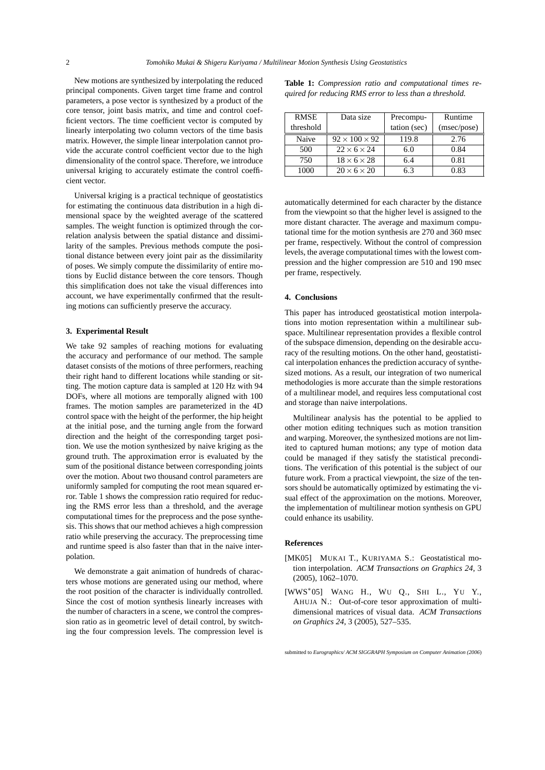New motions are synthesized by interpolating the reduced principal components. Given target time frame and control parameters, a pose vector is synthesized by a product of the core tensor, joint basis matrix, and time and control coefficient vectors. The time coefficient vector is computed by linearly interpolating two column vectors of the time basis matrix. However, the simple linear interpolation cannot provide the accurate control coefficient vector due to the high dimensionality of the control space. Therefore, we introduce universal kriging to accurately estimate the control coefficient vector.

Universal kriging is a practical technique of geostatistics for estimating the continuous data distribution in a high dimensional space by the weighted average of the scattered samples. The weight function is optimized through the correlation analysis between the spatial distance and dissimilarity of the samples. Previous methods compute the positional distance between every joint pair as the dissimilarity of poses. We simply compute the dissimilarity of entire motions by Euclid distance between the core tensors. Though this simplification does not take the visual differences into account, we have experimentally confirmed that the resulting motions can sufficiently preserve the accuracy.

## 3. Experimental Result

We take 92 samples of reaching motions for evaluating the accuracy and performance of our method. The sample dataset consists of the motions of three performers, reaching their right hand to different locations while standing or sitting. The motion capture data is sampled at 120 Hz with 94 DOFs, where all motions are temporally aligned with 100 frames. The motion samples are parameterized in the 4D control space with the height of the performer, the hip height at the initial pose, and the turning angle from the forward direction and the height of the corresponding target position. We use the motion synthesized by naive kriging as the ground truth. The approximation error is evaluated by the sum of the positional distance between corresponding joints over the motion. About two thousand control parameters are uniformly sampled for computing the root mean squared error. Table 1 shows the compression ratio required for reducing the RMS error less than a threshold, and the average computational times for the preprocess and the pose synthesis. This shows that our method achieves a high compression ratio while preserving the accuracy. The preprocessing time and runtime speed is also faster than that in the naive interpolation.

We demonstrate a gait animation of hundreds of characters whose motions are generated using our method, where the root position of the character is individually controlled. Since the cost of motion synthesis linearly increases with the number of characters in a scene, we control the compression ratio as in geometric level of detail control, by switching the four compression levels. The compression level is automatically determined for each character by the distance from the viewpoint so that the higher level is assigned to the more distant character. The average and maximum computational time for the motion synthesis are 270 and 360 msec per frame, respectively. Without the control of compression levels, the average computational times with the lowest compression and the higher compression are 510 and 190 msec per frame, respectively.

**Table 1:** *Compression ratio and computational times required for reducing RMS error to less than a threshold.*

| RMSE threshold | Data size | Precomputation (sec) | Runtime (msec/pose) |
|---|---|---|---|
| Naive | $92 \times 100 \times 92$ | 119.8 | 2.76 |
| 500 | $22 \times 6 \times 24$ | 6.0 | 0.84 |
| 750 | $18 \times 6 \times 28$ | 6.4 | 0.81 |
| 1000 | $20 \times 6 \times 20$ | 6.3 | 0.83 |

## 4. Conclusions

This paper has introduced geostatistical motion interpolations into motion representation within a multilinear subspace. Multilinear representation provides a flexible control of the subspace dimension, depending on the desirable accuracy of the resulting motions. On the other hand, geostatistical interpolation enhances the prediction accuracy of synthesized motions. As a result, our integration of two numerical methodologies is more accurate than the simple restorations of a multilinear model, and requires less computational cost and storage than naive interpolations.

Multilinear analysis has the potential to be applied to other motion editing techniques such as motion transition and warping. Moreover, the synthesized motions are not limited to captured human motions; any type of motion data could be managed if they satisfy the statistical preconditions. The verification of this potential is the subject of our future work. From a practical viewpoint, the size of the tensors should be automatically optimized by estimating the visual effect of the approximation on the motions. Moreover, the implementation of multilinear motion synthesis on GPU could enhance its usability.

## References

[MK05] MUKAI T., KURIYAMA S.: Geostatistical motion interpolation. *ACM Transactions on Graphics 24*, 3 (2005), 1062–1070.

[WWS*05] WANG H., WU Q., SHI L., YU Y., AHUJA N.: Out-of-core tesor approximation of multidimensional matrices of visual data. *ACM Transactions on Graphics 24*, 3 (2005), 527–535.